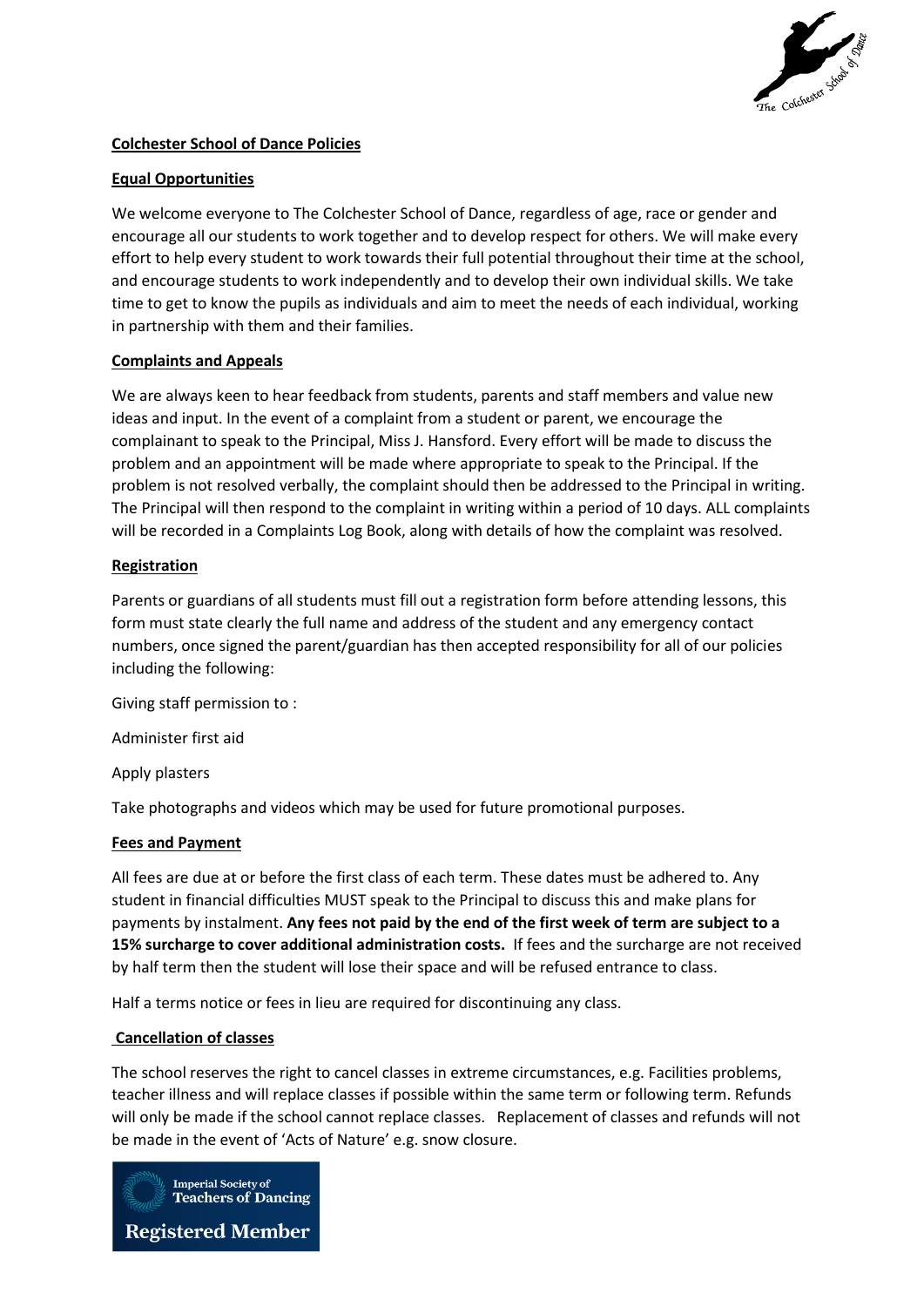## Colchester School of Dance Policies

### Equal Opportunities

We welcome everyone to The Colchester School of Dance, regardless of age, race or gender and encourage all our students to work together and to develop respect for others. We will make every effort to help every student to work towards their full potential throughout their time at the school, and encourage students to work independently and to develop their own individual skills. We take time to get to know the pupils as individuals and aim to meet the needs of each individual, working in partnership with them and their families.

### Complaints and Appeals

We are always keen to hear feedback from students, parents and staff members and value new ideas and input. In the event of a complaint from a student or parent, we encourage the complainant to speak to the Principal, Miss J. Hansford. Every effort will be made to discuss the problem and an appointment will be made where appropriate to speak to the Principal. If the problem is not resolved verbally, the complaint should then be addressed to the Principal in writing. The Principal will then respond to the complaint in writing within a period of 10 days. ALL complaints will be recorded in a Complaints Log Book, along with details of how the complaint was resolved.

### Registration

Parents or guardians of all students must fill out a registration form before attending lessons, this form must state clearly the full name and address of the student and any emergency contact numbers, once signed the parent/guardian has then accepted responsibility for all of our policies including the following:

Giving staff permission to :

Administer first aid

Apply plasters

Take photographs and videos which may be used for future promotional purposes.

### Fees and Payment

All fees are due at or before the first class of each term. These dates must be adhered to. Any student in financial difficulties MUST speak to the Principal to discuss this and make plans for payments by instalment. **Any fees not paid by the end of the first week of term are subject to a 15% surcharge to cover additional administration costs.** If fees and the surcharge are not received by half term then the student will lose their space and will be refused entrance to class.

Half a terms notice or fees in lieu are required for discontinuing any class.

### Cancellation of classes

The school reserves the right to cancel classes in extreme circumstances, e.g. Facilities problems, teacher illness and will replace classes if possible within the same term or following term. Refunds will only be made if the school cannot replace classes. Replacement of classes and refunds will not be made in the event of 'Acts of Nature' e.g. snow closure.

Imperial Society of Teachers of Dancing Registered Member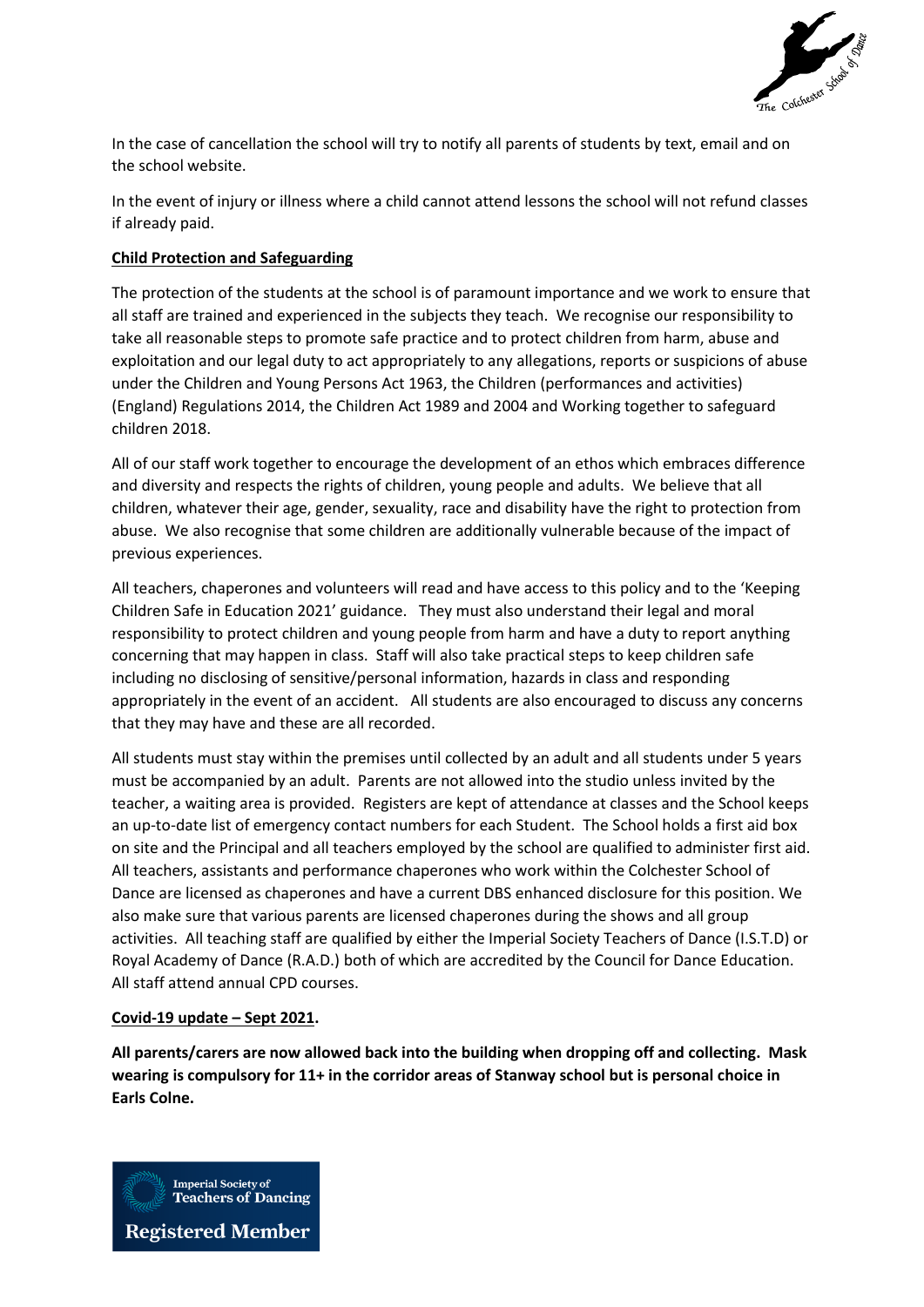In the case of cancellation the school will try to notify all parents of students by text, email and on the school website.

In the event of injury or illness where a child cannot attend lessons the school will not refund classes if already paid.

**Child Protection and Safeguarding**

The protection of the students at the school is of paramount importance and we work to ensure that all staff are trained and experienced in the subjects they teach. We recognise our responsibility to take all reasonable steps to promote safe practice and to protect children from harm, abuse and exploitation and our legal duty to act appropriately to any allegations, reports or suspicions of abuse under the Children and Young Persons Act 1963, the Children (performances and activities) (England) Regulations 2014, the Children Act 1989 and 2004 and Working together to safeguard children 2018.

All of our staff work together to encourage the development of an ethos which embraces difference and diversity and respects the rights of children, young people and adults. We believe that all children, whatever their age, gender, sexuality, race and disability have the right to protection from abuse. We also recognise that some children are additionally vulnerable because of the impact of previous experiences.

All teachers, chaperones and volunteers will read and have access to this policy and to the 'Keeping Children Safe in Education 2021' guidance. They must also understand their legal and moral responsibility to protect children and young people from harm and have a duty to report anything concerning that may happen in class. Staff will also take practical steps to keep children safe including no disclosing of sensitive/personal information, hazards in class and responding appropriately in the event of an accident. All students are also encouraged to discuss any concerns that they may have and these are all recorded.

All students must stay within the premises until collected by an adult and all students under 5 years must be accompanied by an adult. Parents are not allowed into the studio unless invited by the teacher, a waiting area is provided. Registers are kept of attendance at classes and the School keeps an up-to-date list of emergency contact numbers for each Student. The School holds a first aid box on site and the Principal and all teachers employed by the school are qualified to administer first aid. All teachers, assistants and performance chaperones who work within the Colchester School of Dance are licensed as chaperones and have a current DBS enhanced disclosure for this position. We also make sure that various parents are licensed chaperones during the shows and all group activities. All teaching staff are qualified by either the Imperial Society Teachers of Dance (I.S.T.D) or Royal Academy of Dance (R.A.D.) both of which are accredited by the Council for Dance Education. All staff attend annual CPD courses.

**Covid-19 update – Sept 2021.**

**All parents/carers are now allowed back into the building when dropping off and collecting. Mask wearing is compulsory for 11+ in the corridor areas of Stanway school but is personal choice in Earls Colne.**

Imperial Society of Teachers of Dancing
Registered Member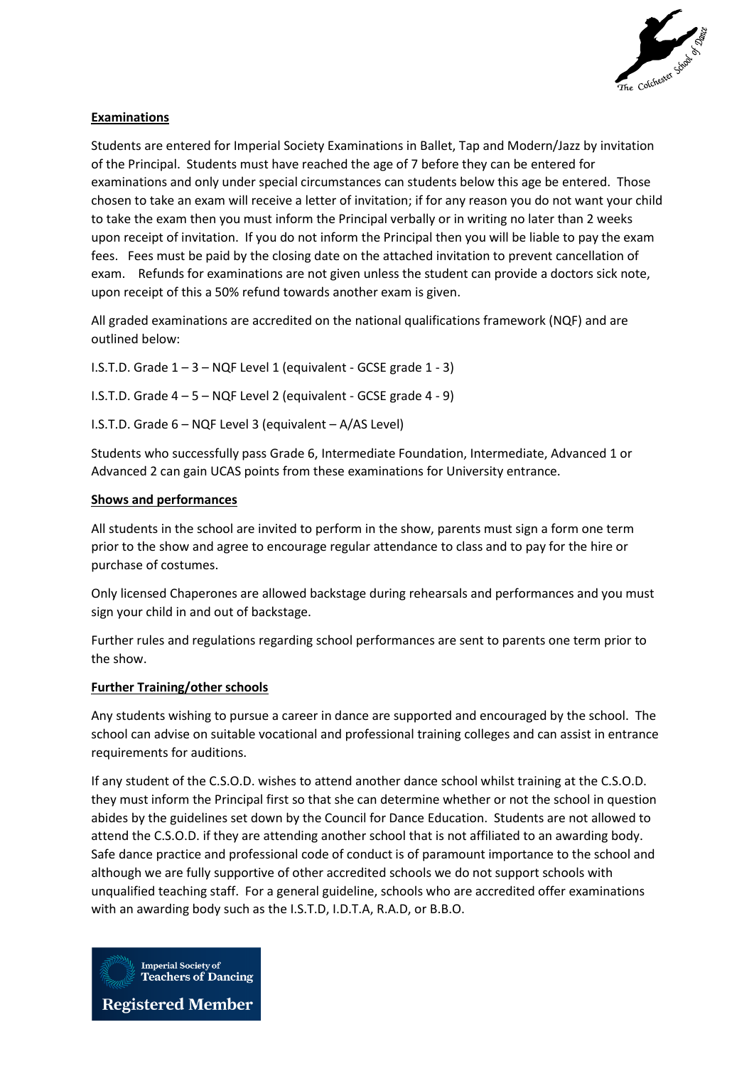## Examinations

Students are entered for Imperial Society Examinations in Ballet, Tap and Modern/Jazz by invitation of the Principal. Students must have reached the age of 7 before they can be entered for examinations and only under special circumstances can students below this age be entered. Those chosen to take an exam will receive a letter of invitation; if for any reason you do not want your child to take the exam then you must inform the Principal verbally or in writing no later than 2 weeks upon receipt of invitation. If you do not inform the Principal then you will be liable to pay the exam fees. Fees must be paid by the closing date on the attached invitation to prevent cancellation of exam. Refunds for examinations are not given unless the student can provide a doctors sick note, upon receipt of this a 50% refund towards another exam is given.

All graded examinations are accredited on the national qualifications framework (NQF) and are outlined below:

I.S.T.D. Grade 1 – 3 – NQF Level 1 (equivalent - GCSE grade 1 - 3)

I.S.T.D. Grade 4 – 5 – NQF Level 2 (equivalent - GCSE grade 4 - 9)

I.S.T.D. Grade 6 – NQF Level 3 (equivalent – A/AS Level)

Students who successfully pass Grade 6, Intermediate Foundation, Intermediate, Advanced 1 or Advanced 2 can gain UCAS points from these examinations for University entrance.

## Shows and performances

All students in the school are invited to perform in the show, parents must sign a form one term prior to the show and agree to encourage regular attendance to class and to pay for the hire or purchase of costumes.

Only licensed Chaperones are allowed backstage during rehearsals and performances and you must sign your child in and out of backstage.

Further rules and regulations regarding school performances are sent to parents one term prior to the show.

## Further Training/other schools

Any students wishing to pursue a career in dance are supported and encouraged by the school. The school can advise on suitable vocational and professional training colleges and can assist in entrance requirements for auditions.

If any student of the C.S.O.D. wishes to attend another dance school whilst training at the C.S.O.D. they must inform the Principal first so that she can determine whether or not the school in question abides by the guidelines set down by the Council for Dance Education. Students are not allowed to attend the C.S.O.D. if they are attending another school that is not affiliated to an awarding body. Safe dance practice and professional code of conduct is of paramount importance to the school and although we are fully supportive of other accredited schools we do not support schools with unqualified teaching staff. For a general guideline, schools who are accredited offer examinations with an awarding body such as the I.S.T.D, I.D.T.A, R.A.D, or B.B.O.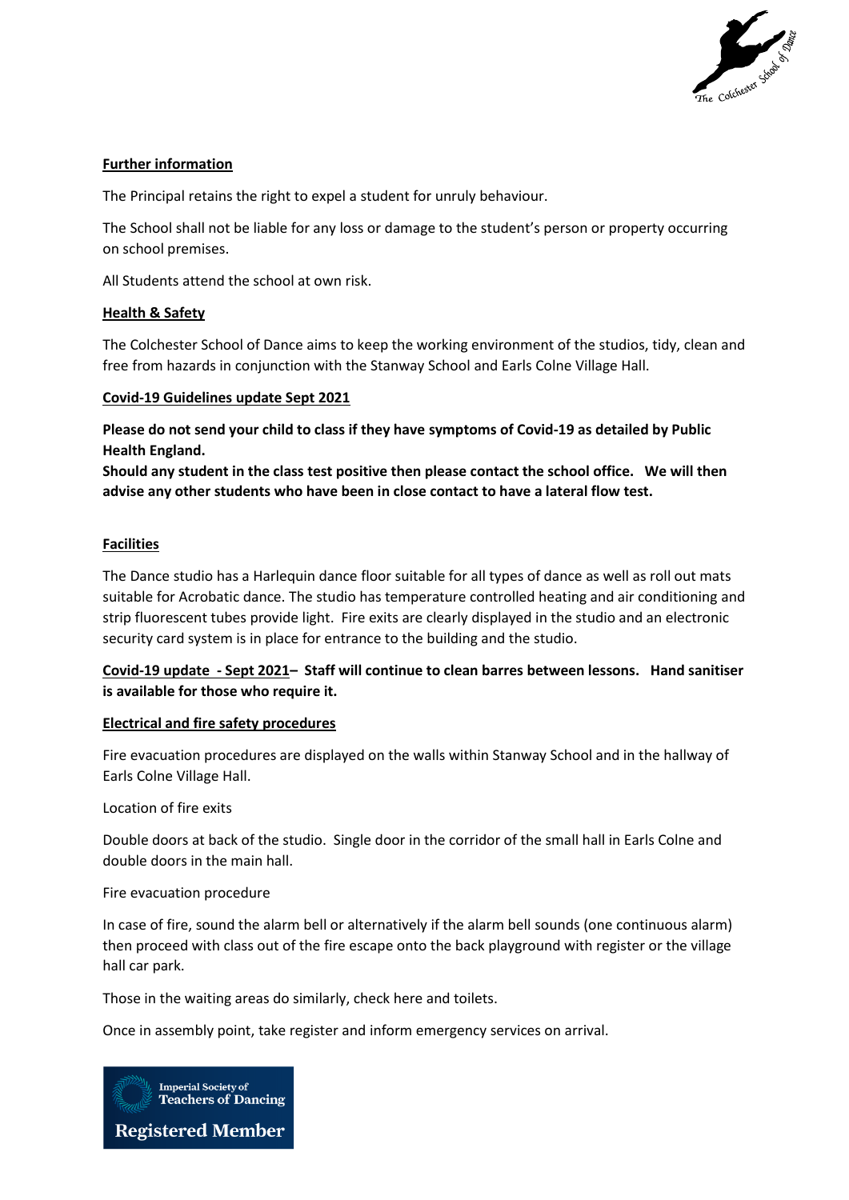## Further information

The Principal retains the right to expel a student for unruly behaviour.

The School shall not be liable for any loss or damage to the student's person or property occurring on school premises.

All Students attend the school at own risk.

## Health & Safety

The Colchester School of Dance aims to keep the working environment of the studios, tidy, clean and free from hazards in conjunction with the Stanway School and Earls Colne Village Hall.

## Covid-19 Guidelines update Sept 2021

**Please do not send your child to class if they have symptoms of Covid-19 as detailed by Public Health England.**
**Should any student in the class test positive then please contact the school office. We will then advise any other students who have been in close contact to have a lateral flow test.**

## Facilities

The Dance studio has a Harlequin dance floor suitable for all types of dance as well as roll out mats suitable for Acrobatic dance. The studio has temperature controlled heating and air conditioning and strip fluorescent tubes provide light. Fire exits are clearly displayed in the studio and an electronic security card system is in place for entrance to the building and the studio.

**Covid-19 update - Sept 2021– Staff will continue to clean barres between lessons. Hand sanitiser is available for those who require it.**

## Electrical and fire safety procedures

Fire evacuation procedures are displayed on the walls within Stanway School and in the hallway of Earls Colne Village Hall.

Location of fire exits

Double doors at back of the studio. Single door in the corridor of the small hall in Earls Colne and double doors in the main hall.

Fire evacuation procedure

In case of fire, sound the alarm bell or alternatively if the alarm bell sounds (one continuous alarm) then proceed with class out of the fire escape onto the back playground with register or the village hall car park.

Those in the waiting areas do similarly, check here and toilets.

Once in assembly point, take register and inform emergency services on arrival.

Imperial Society of Teachers of Dancing Registered Member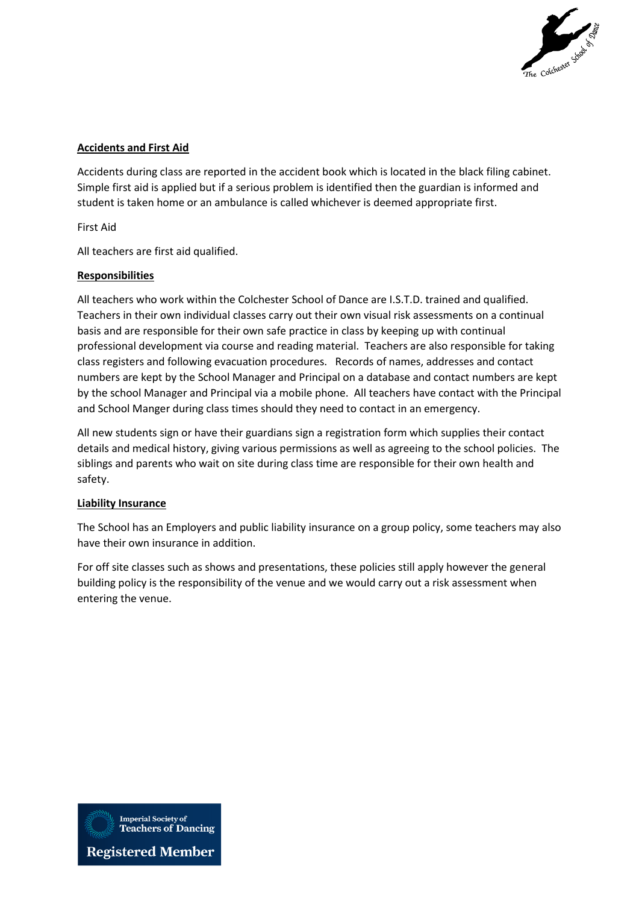**Accidents and First Aid**

Accidents during class are reported in the accident book which is located in the black filing cabinet. Simple first aid is applied but if a serious problem is identified then the guardian is informed and student is taken home or an ambulance is called whichever is deemed appropriate first.

First Aid

All teachers are first aid qualified.

**Responsibilities**

All teachers who work within the Colchester School of Dance are I.S.T.D. trained and qualified. Teachers in their own individual classes carry out their own visual risk assessments on a continual basis and are responsible for their own safe practice in class by keeping up with continual professional development via course and reading material. Teachers are also responsible for taking class registers and following evacuation procedures. Records of names, addresses and contact numbers are kept by the School Manager and Principal on a database and contact numbers are kept by the school Manager and Principal via a mobile phone. All teachers have contact with the Principal and School Manger during class times should they need to contact in an emergency.

All new students sign or have their guardians sign a registration form which supplies their contact details and medical history, giving various permissions as well as agreeing to the school policies. The siblings and parents who wait on site during class time are responsible for their own health and safety.

**Liability Insurance**

The School has an Employers and public liability insurance on a group policy, some teachers may also have their own insurance in addition.

For off site classes such as shows and presentations, these policies still apply however the general building policy is the responsibility of the venue and we would carry out a risk assessment when entering the venue.